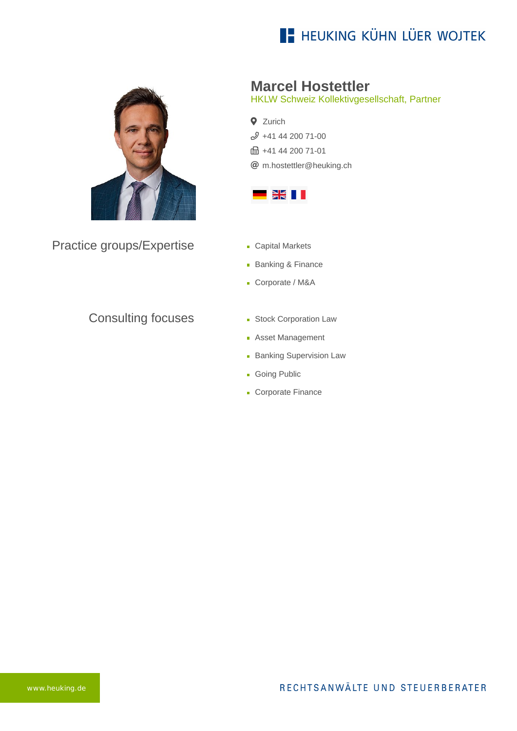# Marcel Hostettler

HKLW Schweiz Kollektivgesellschaft, Partner

- Zurich
- +41 44 200 71-00
- +41 44 200 71-01
- m.hostettler@heuking.ch

## Practice groups/Expertise

- Capital Markets
- Banking & Finance
- Corporate / M&A

## Consulting focuses

- Stock Corporation Law
- Asset Management
- Banking Supervision Law
- Going Public
- Corporate Finance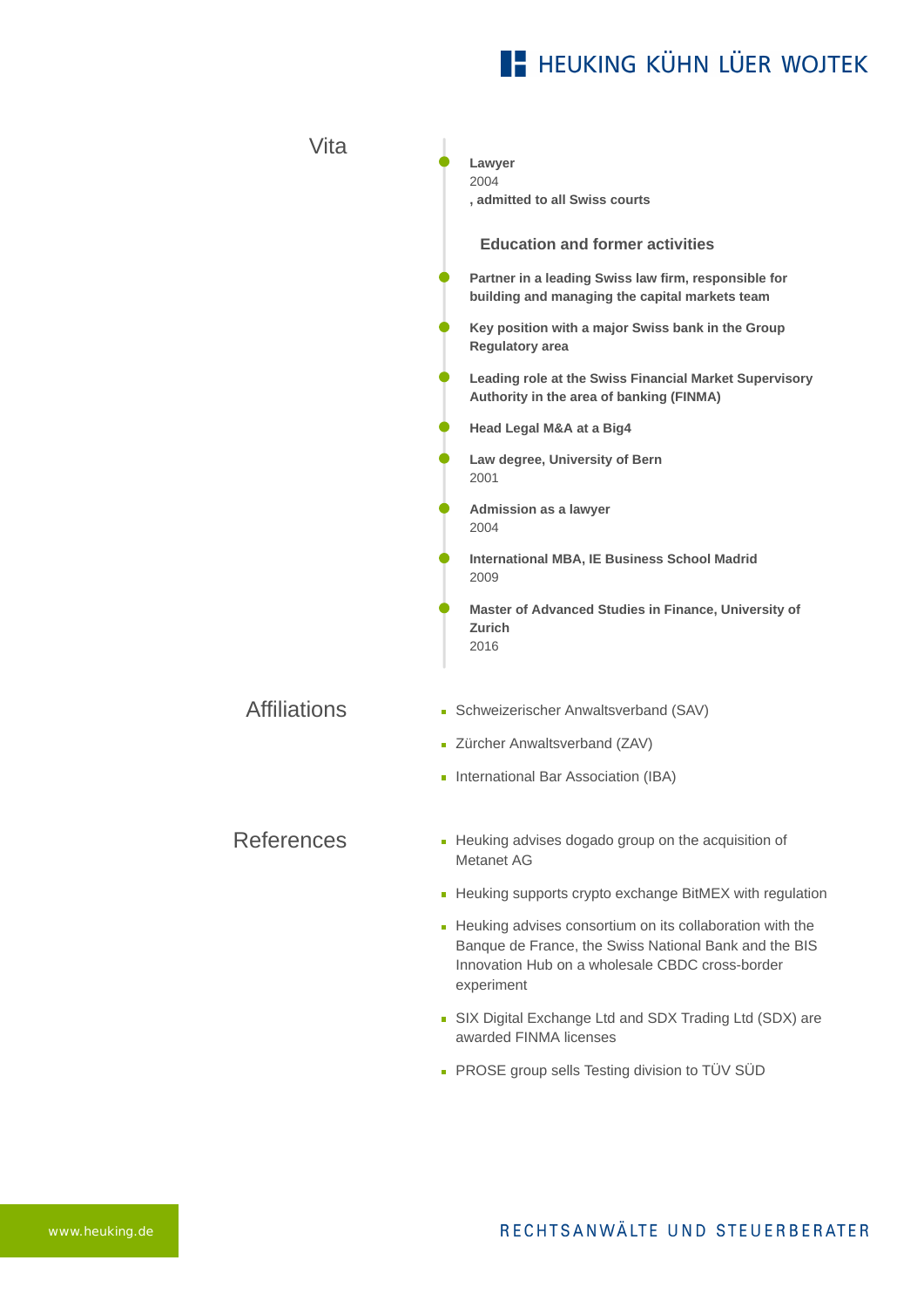## Vita

- **Lawyer**
  2004
  **, admitted to all Swiss courts**

### Education and former activities

- **Partner in a leading Swiss law firm, responsible for building and managing the capital markets team**
- **Key position with a major Swiss bank in the Group Regulatory area**
- **Leading role at the Swiss Financial Market Supervisory Authority in the area of banking (FINMA)**
- **Head Legal M&A at a Big4**
- **Law degree, University of Bern**
  2001
- **Admission as a lawyer**
  2004
- **International MBA, IE Business School Madrid**
  2009
- **Master of Advanced Studies in Finance, University of Zurich**
  2016

## Affiliations

- Schweizerischer Anwaltsverband (SAV)
- Zürcher Anwaltsverband (ZAV)
- International Bar Association (IBA)

## References

- Heuking advises dogado group on the acquisition of Metanet AG
- Heuking supports crypto exchange BitMEX with regulation
- Heuking advises consortium on its collaboration with the Banque de France, the Swiss National Bank and the BIS Innovation Hub on a wholesale CBDC cross-border experiment
- SIX Digital Exchange Ltd and SDX Trading Ltd (SDX) are awarded FINMA licenses
- PROSE group sells Testing division to TÜV SÜD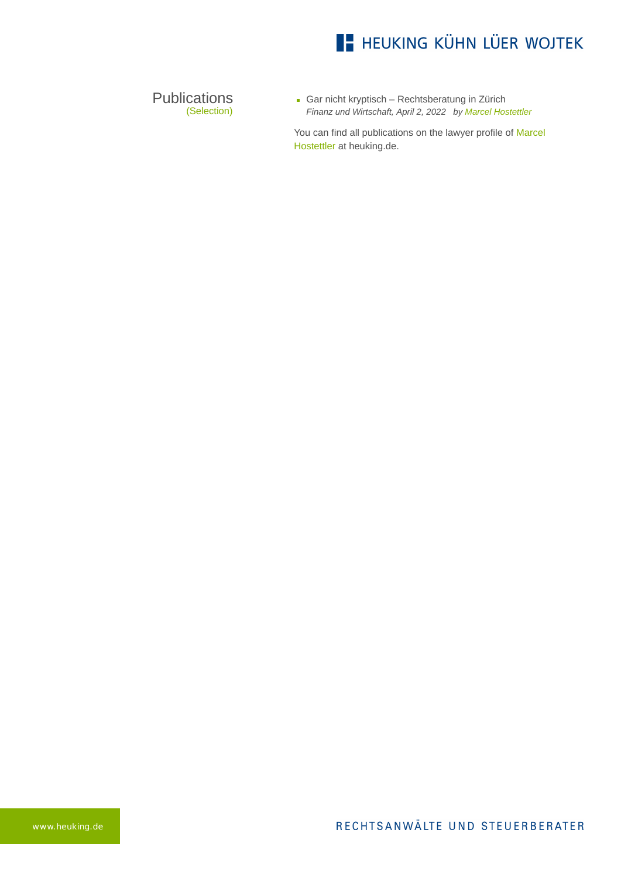## Publications
(Selection)

- Gar nicht kryptisch – Rechtsberatung in Zürich
  *Finanz und Wirtschaft, April 2, 2022 by Marcel Hostettler*

You can find all publications on the lawyer profile of Marcel Hostettler at heuking.de.